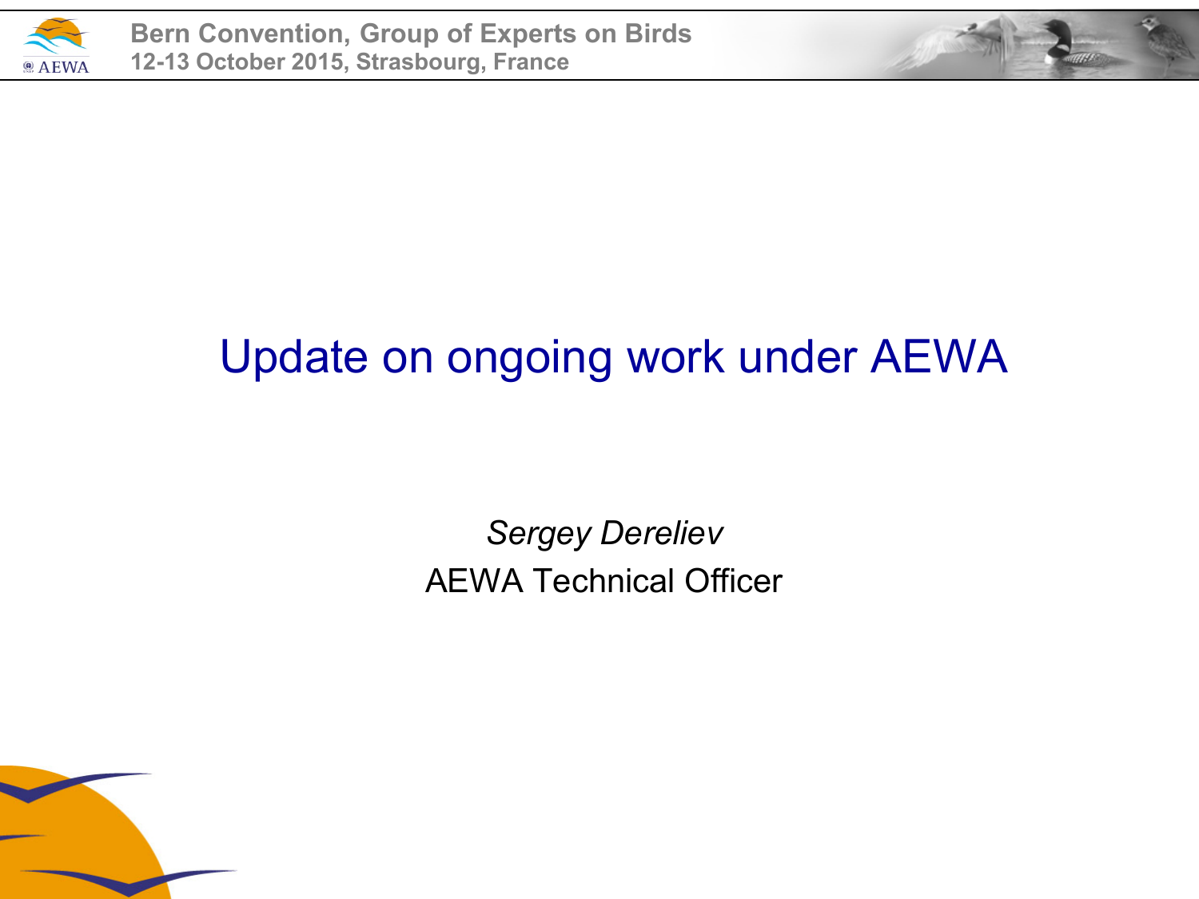# Update on ongoing work under AEWA

*Sergey Dereliev*

AEWA Technical Officer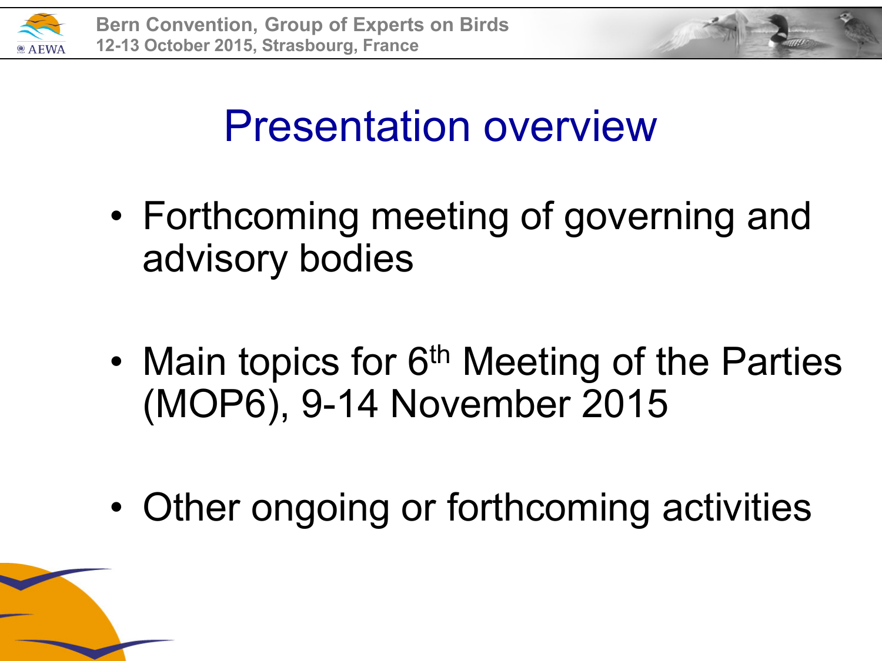# Presentation overview

- Forthcoming meeting of governing and advisory bodies
- Main topics for 6th Meeting of the Parties (MOP6), 9-14 November 2015
- Other ongoing or forthcoming activities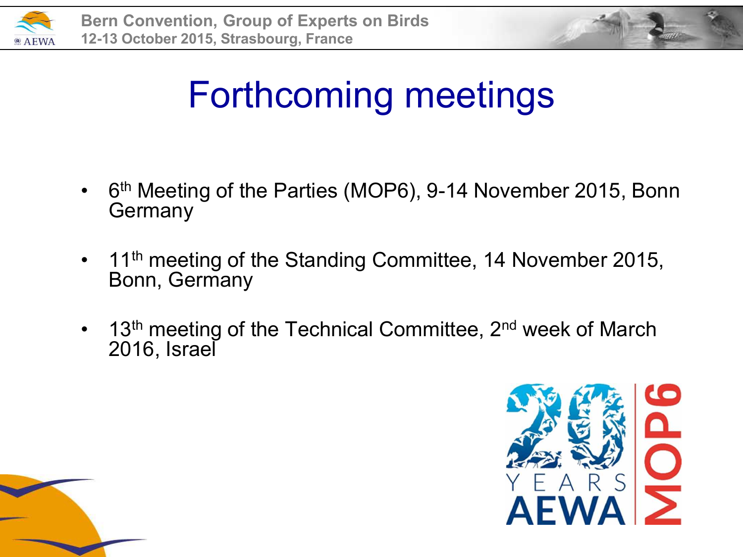# Forthcoming meetings

- 6th Meeting of the Parties (MOP6), 9-14 November 2015, Bonn Germany
- 11th meeting of the Standing Committee, 14 November 2015, Bonn, Germany
- 13th meeting of the Technical Committee, 2nd week of March 2016, Israel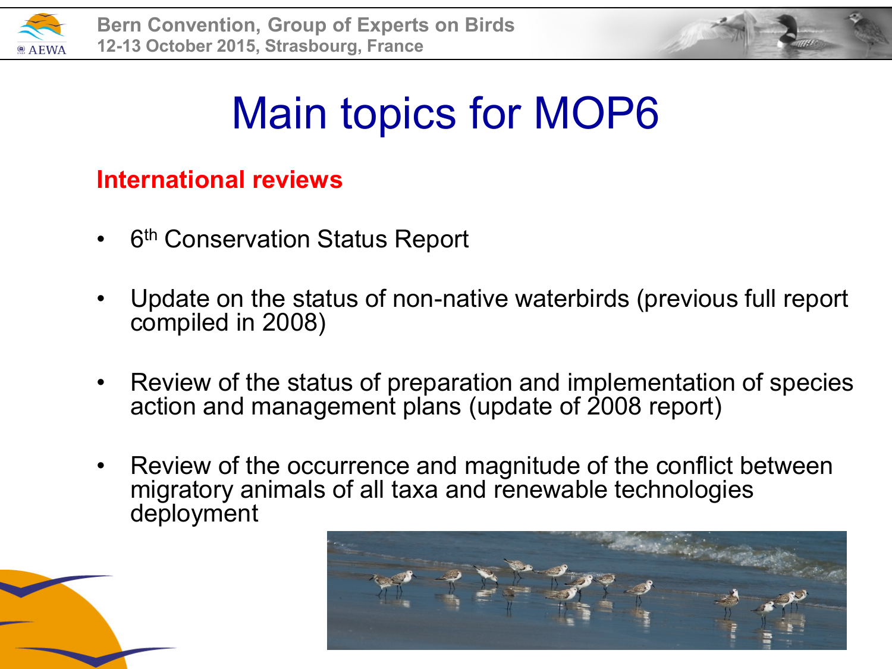# Main topics for MOP6

## International reviews

- 6th Conservation Status Report
- Update on the status of non-native waterbirds (previous full report compiled in 2008)
- Review of the status of preparation and implementation of species action and management plans (update of 2008 report)
- Review of the occurrence and magnitude of the conflict between migratory animals of all taxa and renewable technologies deployment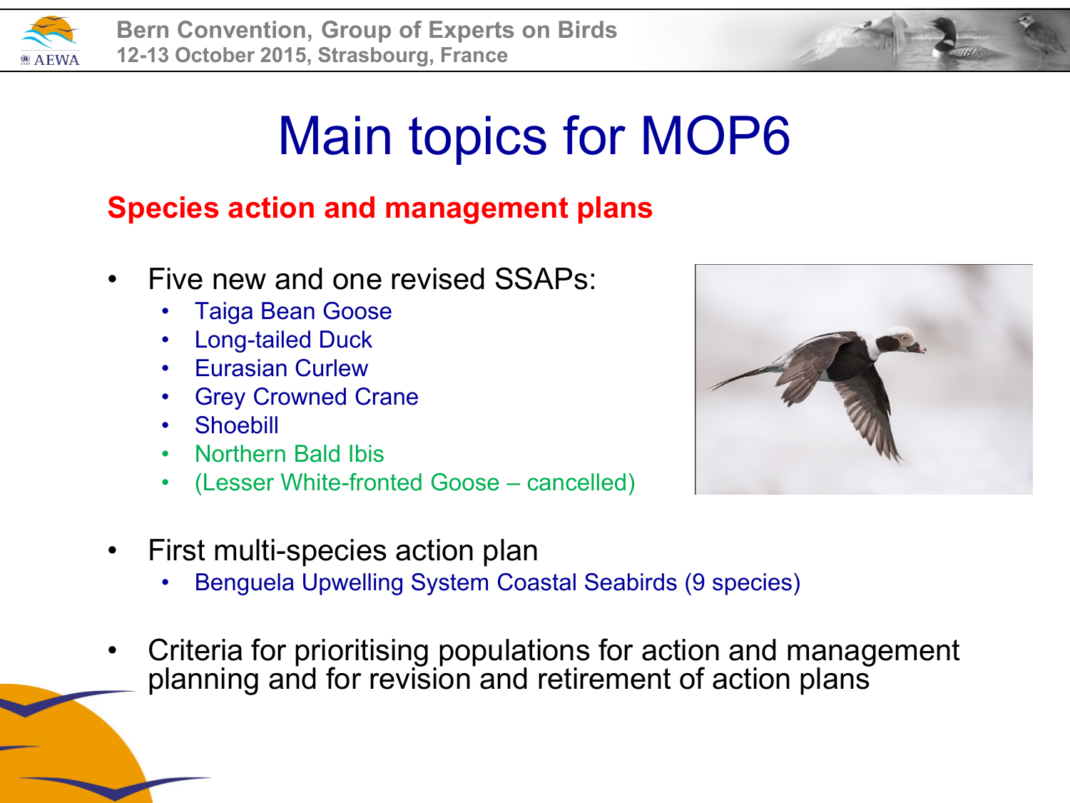# Main topics for MOP6

## Species action and management plans

- Five new and one revised SSAPs:
  - Taiga Bean Goose
  - Long-tailed Duck
  - Eurasian Curlew
  - Grey Crowned Crane
  - Shoebill
  - Northern Bald Ibis
  - (Lesser White-fronted Goose – cancelled)

- First multi-species action plan
  - Benguela Upwelling System Coastal Seabirds (9 species)

- Criteria for prioritising populations for action and management planning and for revision and retirement of action plans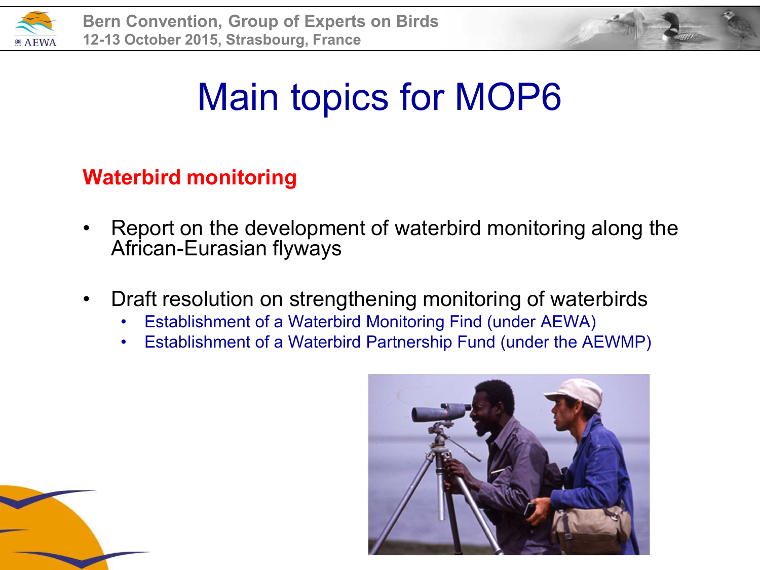# Main topics for MOP6

## Waterbird monitoring

- Report on the development of waterbird monitoring along the African-Eurasian flyways
- Draft resolution on strengthening monitoring of waterbirds
  - Establishment of a Waterbird Monitoring Find (under AEWA)
  - Establishment of a Waterbird Partnership Fund (under the AEWMP)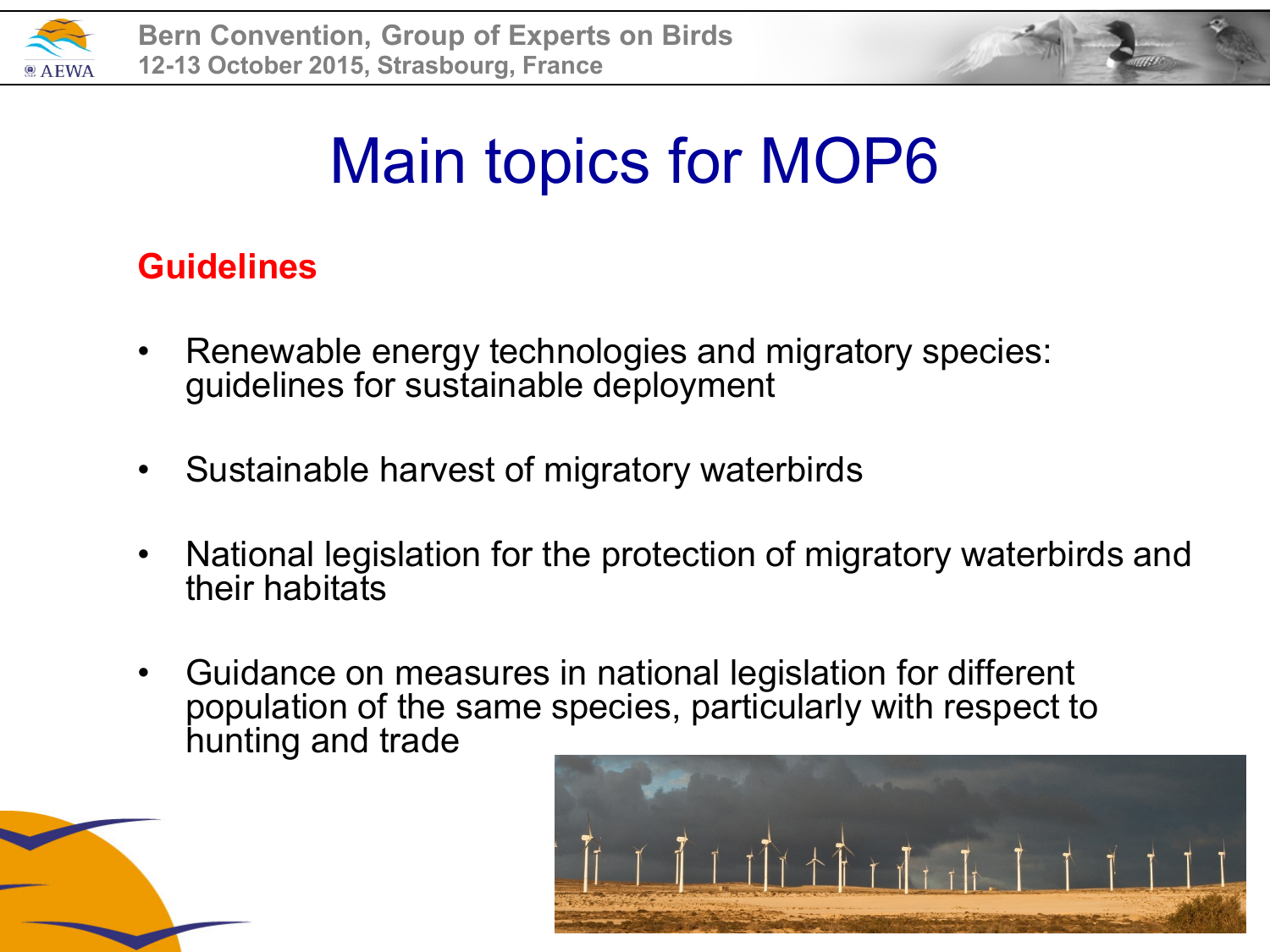# Main topics for MOP6

**Guidelines**

- Renewable energy technologies and migratory species: guidelines for sustainable deployment
- Sustainable harvest of migratory waterbirds
- National legislation for the protection of migratory waterbirds and their habitats
- Guidance on measures in national legislation for different population of the same species, particularly with respect to hunting and trade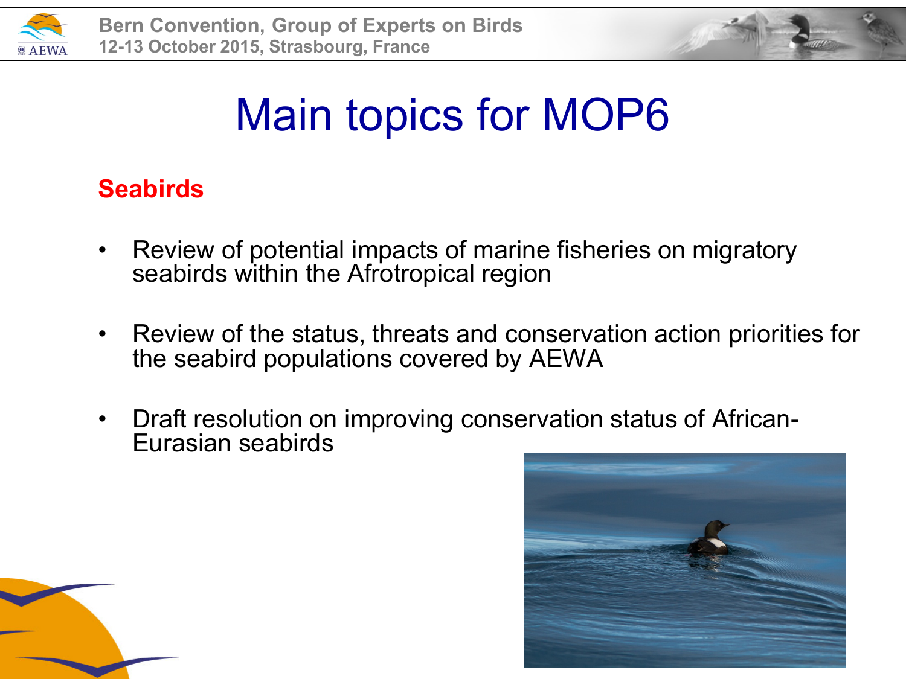# Main topics for MOP6

## Seabirds

- Review of potential impacts of marine fisheries on migratory seabirds within the Afrotropical region
- Review of the status, threats and conservation action priorities for the seabird populations covered by AEWA
- Draft resolution on improving conservation status of African-Eurasian seabirds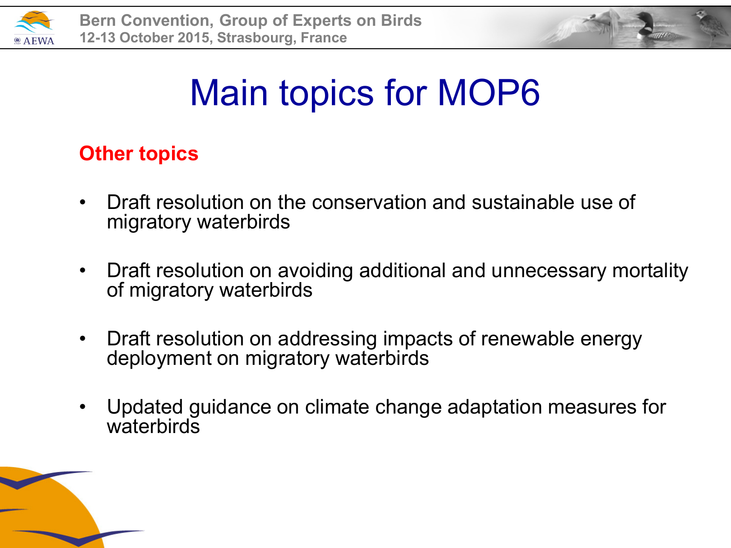# Main topics for MOP6

## Other topics

- Draft resolution on the conservation and sustainable use of migratory waterbirds
- Draft resolution on avoiding additional and unnecessary mortality of migratory waterbirds
- Draft resolution on addressing impacts of renewable energy deployment on migratory waterbirds
- Updated guidance on climate change adaptation measures for waterbirds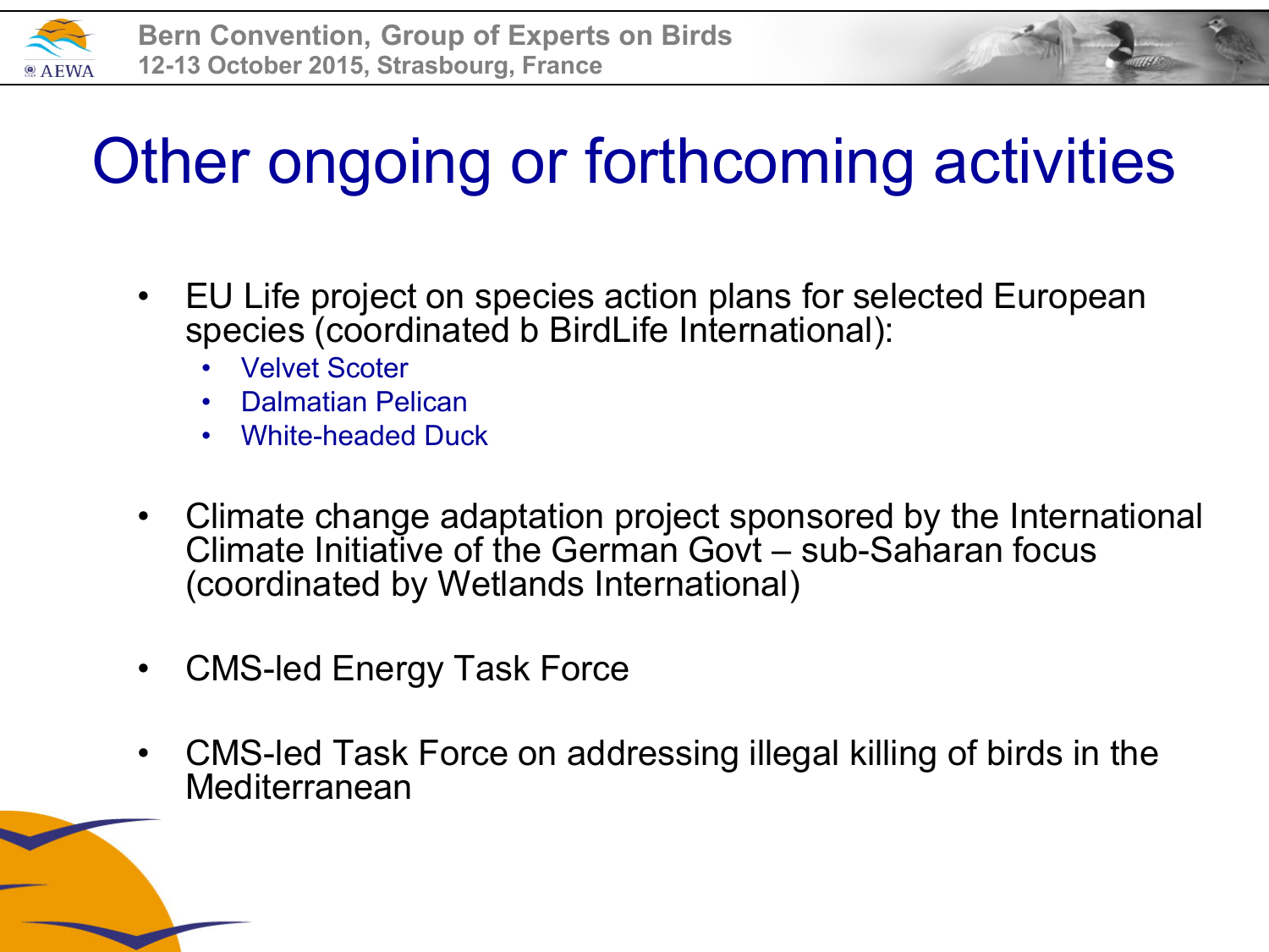# Other ongoing or forthcoming activities

- EU Life project on species action plans for selected European species (coordinated b BirdLife International):
  - Velvet Scoter
  - Dalmatian Pelican
  - White-headed Duck
- Climate change adaptation project sponsored by the International Climate Initiative of the German Govt – sub-Saharan focus (coordinated by Wetlands International)
- CMS-led Energy Task Force
- CMS-led Task Force on addressing illegal killing of birds in the Mediterranean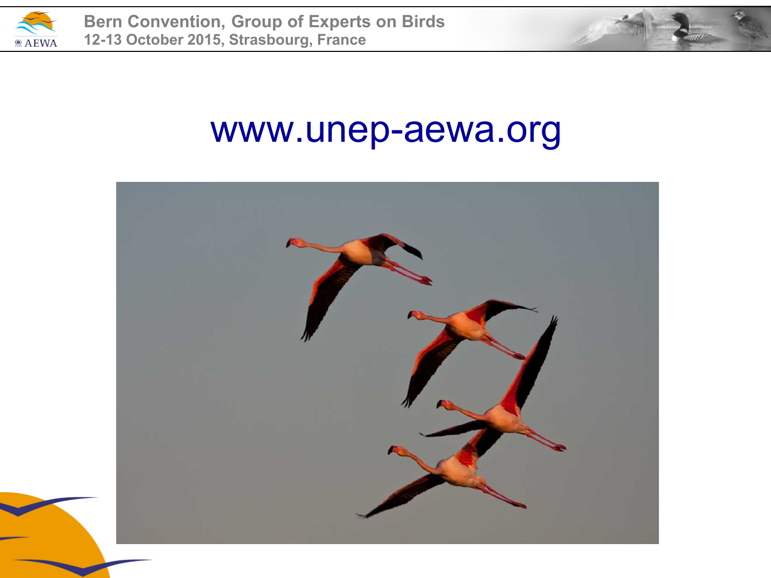www.unep-aewa.org